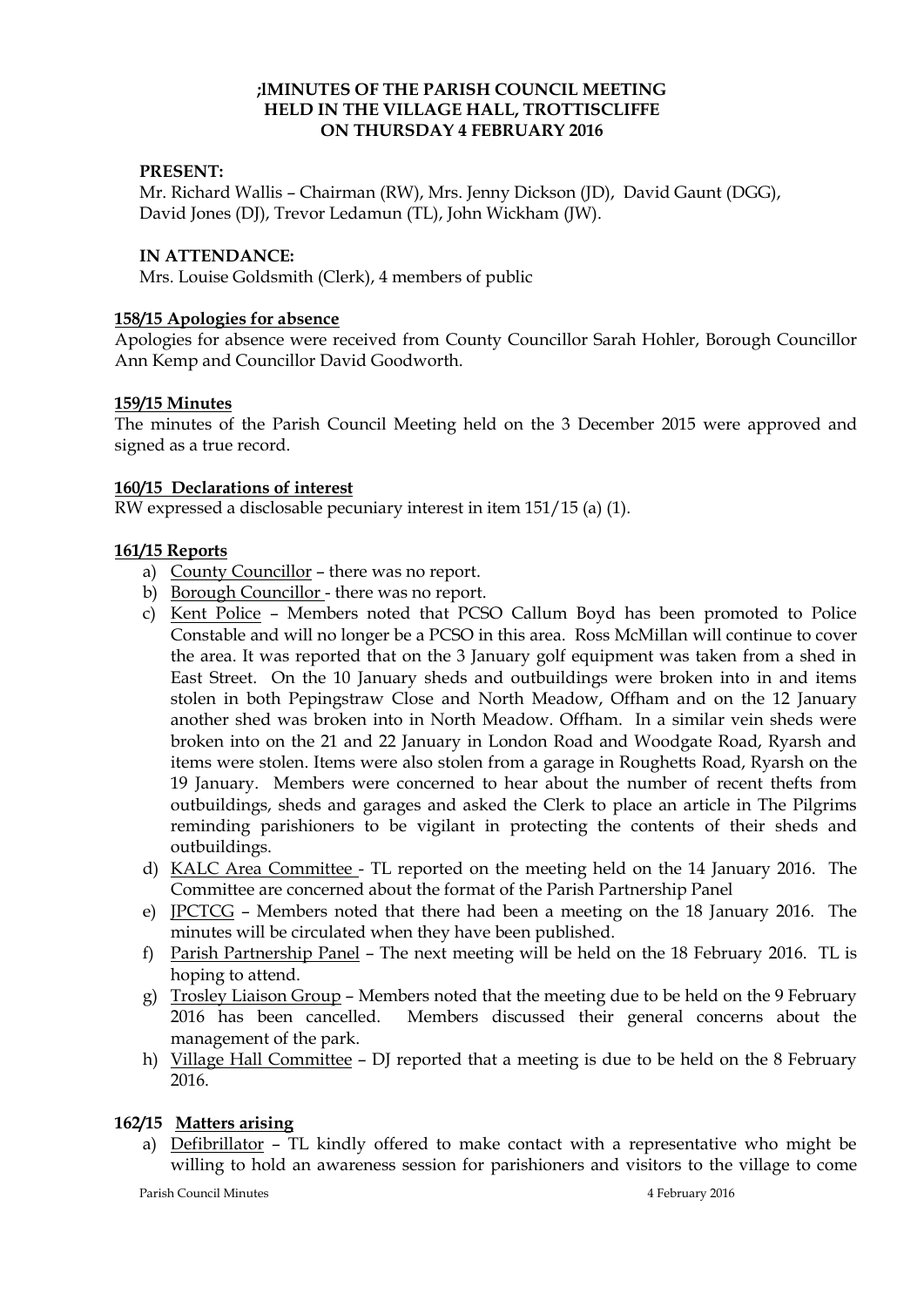# ;lMINUTES OF THE PARISH COUNCIL MEETING
# HELD IN THE VILLAGE HALL, TROTTISCLIFFE
# ON THURSDAY 4 FEBRUARY 2016

**PRESENT:**

Mr. Richard Wallis – Chairman (RW), Mrs. Jenny Dickson (JD), David Gaunt (DGG), David Jones (DJ), Trevor Ledamun (TL), John Wickham (JW).

**IN ATTENDANCE:**

Mrs. Louise Goldsmith (Clerk), 4 members of public

**158/15 Apologies for absence**

Apologies for absence were received from County Councillor Sarah Hohler, Borough Councillor Ann Kemp and Councillor David Goodworth.

**159/15 Minutes**

The minutes of the Parish Council Meeting held on the 3 December 2015 were approved and signed as a true record.

**160/15 Declarations of interest**

RW expressed a disclosable pecuniary interest in item 151/15 (a) (1).

**161/15 Reports**

a) County Councillor – there was no report.
b) Borough Councillor - there was no report.
c) Kent Police – Members noted that PCSO Callum Boyd has been promoted to Police Constable and will no longer be a PCSO in this area. Ross McMillan will continue to cover the area. It was reported that on the 3 January golf equipment was taken from a shed in East Street. On the 10 January sheds and outbuildings were broken into in and items stolen in both Pepingstraw Close and North Meadow, Offham and on the 12 January another shed was broken into in North Meadow. Offham. In a similar vein sheds were broken into on the 21 and 22 January in London Road and Woodgate Road, Ryarsh and items were stolen. Items were also stolen from a garage in Roughetts Road, Ryarsh on the 19 January. Members were concerned to hear about the number of recent thefts from outbuildings, sheds and garages and asked the Clerk to place an article in The Pilgrims reminding parishioners to be vigilant in protecting the contents of their sheds and outbuildings.
d) KALC Area Committee - TL reported on the meeting held on the 14 January 2016. The Committee are concerned about the format of the Parish Partnership Panel
e) JPCTCG – Members noted that there had been a meeting on the 18 January 2016. The minutes will be circulated when they have been published.
f) Parish Partnership Panel – The next meeting will be held on the 18 February 2016. TL is hoping to attend.
g) Trosley Liaison Group – Members noted that the meeting due to be held on the 9 February 2016 has been cancelled. Members discussed their general concerns about the management of the park.
h) Village Hall Committee – DJ reported that a meeting is due to be held on the 8 February 2016.

**162/15 Matters arising**

a) Defibrillator – TL kindly offered to make contact with a representative who might be willing to hold an awareness session for parishioners and visitors to the village to come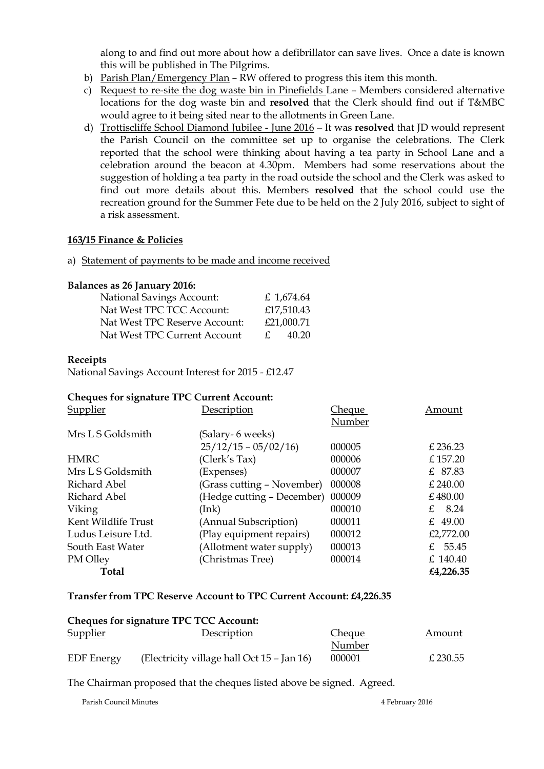along to and find out more about how a defibrillator can save lives. Once a date is known this will be published in The Pilgrims.

b) Parish Plan/Emergency Plan – RW offered to progress this item this month.
c) Request to re-site the dog waste bin in Pinefields Lane – Members considered alternative locations for the dog waste bin and **resolved** that the Clerk should find out if T&MBC would agree to it being sited near to the allotments in Green Lane.
d) Trottiscliffe School Diamond Jubilee - June 2016 – It was **resolved** that JD would represent the Parish Council on the committee set up to organise the celebrations. The Clerk reported that the school were thinking about having a tea party in School Lane and a celebration around the beacon at 4.30pm. Members had some reservations about the suggestion of holding a tea party in the road outside the school and the Clerk was asked to find out more details about this. Members **resolved** that the school could use the recreation ground for the Summer Fete due to be held on the 2 July 2016, subject to sight of a risk assessment.

**163/15 Finance & Policies**

a) Statement of payments to be made and income received

**Balances as 26 January 2016:**

| | |
|---|---|
| National Savings Account: | £ 1,674.64 |
| Nat West TPC TCC Account: | £17,510.43 |
| Nat West TPC Reserve Account: | £21,000.71 |
| Nat West TPC Current Account | £ 40.20 |

**Receipts**

National Savings Account Interest for 2015 - £12.47

**Cheques for signature TPC Current Account:**

| Supplier | Description | Cheque Number | Amount |
|---|---|---|---|
| Mrs L S Goldsmith | (Salary- 6 weeks) 25/12/15 – 05/02/16) | 000005 | £ 236.23 |
| HMRC | (Clerk's Tax) | 000006 | £ 157.20 |
| Mrs L S Goldsmith | (Expenses) | 000007 | £ 87.83 |
| Richard Abel | (Grass cutting – November) | 000008 | £ 240.00 |
| Richard Abel | (Hedge cutting – December) | 000009 | £ 480.00 |
| Viking | (Ink) | 000010 | £ 8.24 |
| Kent Wildlife Trust | (Annual Subscription) | 000011 | £ 49.00 |
| Ludus Leisure Ltd. | (Play equipment repairs) | 000012 | £2,772.00 |
| South East Water | (Allotment water supply) | 000013 | £ 55.45 |
| PM Olley | (Christmas Tree) | 000014 | £ 140.40 |
| **Total** | | | **£4,226.35** |

**Transfer from TPC Reserve Account to TPC Current Account: £4,226.35**

**Cheques for signature TPC TCC Account:**

| Supplier | Description | Cheque Number | Amount |
|---|---|---|---|
| EDF Energy | (Electricity village hall Oct 15 – Jan 16) | 000001 | £ 230.55 |

The Chairman proposed that the cheques listed above be signed. Agreed.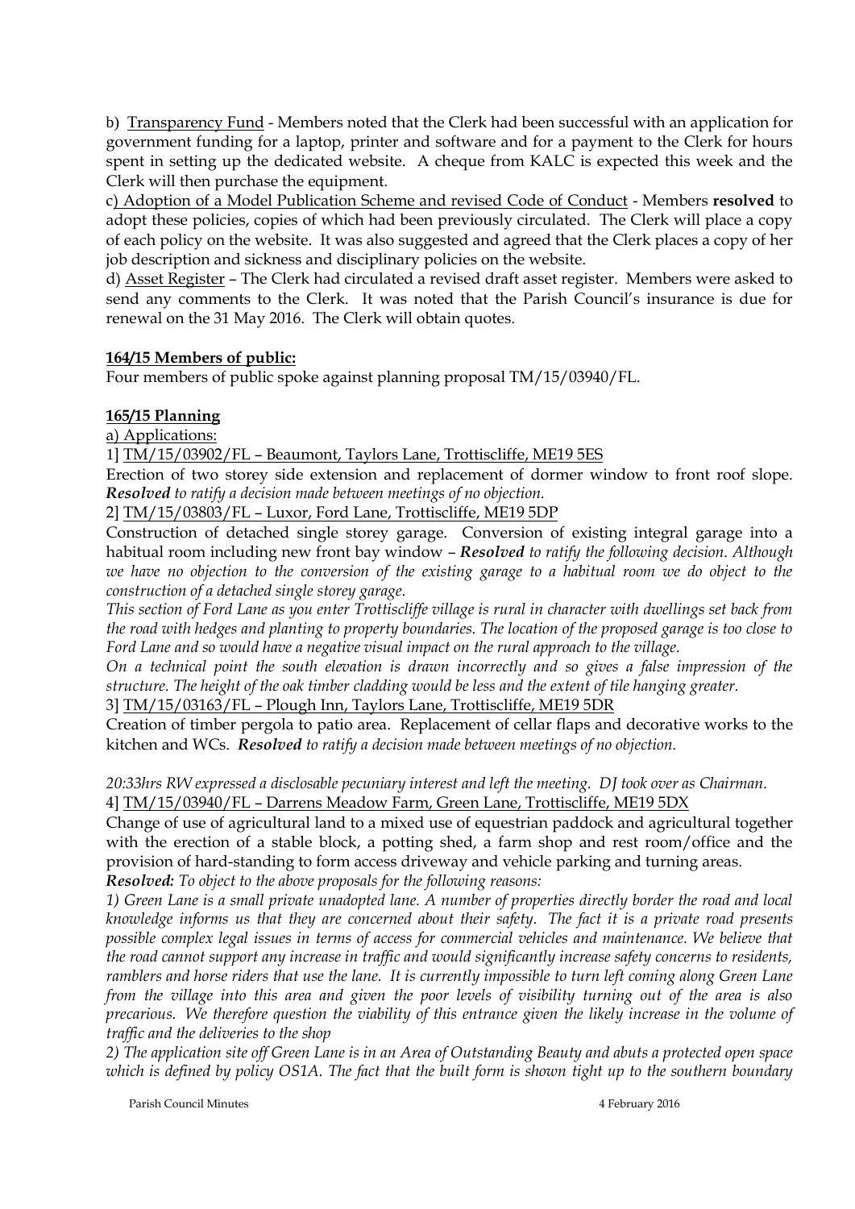b) <u>Transparency Fund</u> - Members noted that the Clerk had been successful with an application for government funding for a laptop, printer and software and for a payment to the Clerk for hours spent in setting up the dedicated website. A cheque from KALC is expected this week and the Clerk will then purchase the equipment.

c<u>) Adoption of a Model Publication Scheme and revised Code of Conduct</u> - Members **resolved** to adopt these policies, copies of which had been previously circulated. The Clerk will place a copy of each policy on the website. It was also suggested and agreed that the Clerk places a copy of her job description and sickness and disciplinary policies on the website.

d) <u>Asset Register</u> – The Clerk had circulated a revised draft asset register. Members were asked to send any comments to the Clerk. It was noted that the Parish Council's insurance is due for renewal on the 31 May 2016. The Clerk will obtain quotes.

**<u>164/15 Members of public:</u>**

Four members of public spoke against planning proposal TM/15/03940/FL.

**<u>165/15 Planning</u>**

<u>a) Applications:</u>

1] <u>TM/15/03902/FL – Beaumont, Taylors Lane, Trottiscliffe, ME19 5ES</u>

Erection of two storey side extension and replacement of dormer window to front roof slope. ***Resolved*** *to ratify a decision made between meetings of no objection.*

2] <u>TM/15/03803/FL – Luxor, Ford Lane, Trottiscliffe, ME19 5DP</u>

Construction of detached single storey garage. Conversion of existing integral garage into a habitual room including new front bay window – ***Resolved*** *to ratify the following decision. Although we have no objection to the conversion of the existing garage to a habitual room we do object to the construction of a detached single storey garage.*

*This section of Ford Lane as you enter Trottiscliffe village is rural in character with dwellings set back from the road with hedges and planting to property boundaries. The location of the proposed garage is too close to Ford Lane and so would have a negative visual impact on the rural approach to the village.*

*On a technical point the south elevation is drawn incorrectly and so gives a false impression of the structure. The height of the oak timber cladding would be less and the extent of tile hanging greater.*

3] <u>TM/15/03163/FL – Plough Inn, Taylors Lane, Trottiscliffe, ME19 5DR</u>

Creation of timber pergola to patio area. Replacement of cellar flaps and decorative works to the kitchen and WCs. ***Resolved*** *to ratify a decision made between meetings of no objection.*

*20:33hrs RW expressed a disclosable pecuniary interest and left the meeting. DJ took over as Chairman.*

4] <u>TM/15/03940/FL – Darrens Meadow Farm, Green Lane, Trottiscliffe, ME19 5DX</u>

Change of use of agricultural land to a mixed use of equestrian paddock and agricultural together with the erection of a stable block, a potting shed, a farm shop and rest room/office and the provision of hard-standing to form access driveway and vehicle parking and turning areas.

***Resolved:*** *To object to the above proposals for the following reasons:*

*1) Green Lane is a small private unadopted lane. A number of properties directly border the road and local knowledge informs us that they are concerned about their safety. The fact it is a private road presents possible complex legal issues in terms of access for commercial vehicles and maintenance. We believe that the road cannot support any increase in traffic and would significantly increase safety concerns to residents, ramblers and horse riders that use the lane. It is currently impossible to turn left coming along Green Lane from the village into this area and given the poor levels of visibility turning out of the area is also precarious. We therefore question the viability of this entrance given the likely increase in the volume of traffic and the deliveries to the shop*

*2) The application site off Green Lane is in an Area of Outstanding Beauty and abuts a protected open space which is defined by policy OS1A. The fact that the built form is shown tight up to the southern boundary*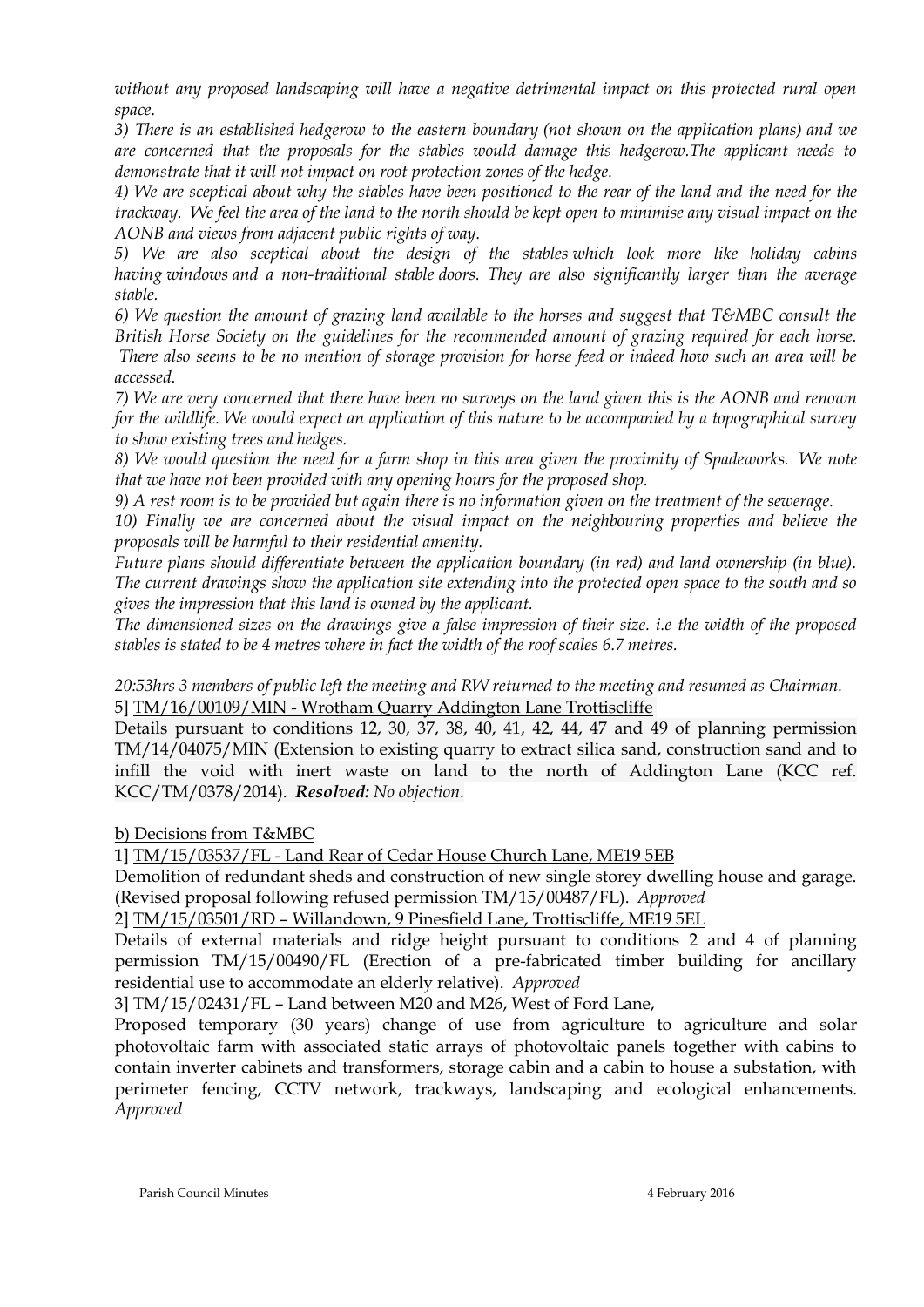*without any proposed landscaping will have a negative detrimental impact on this protected rural open space.*

*3) There is an established hedgerow to the eastern boundary (not shown on the application plans) and we are concerned that the proposals for the stables would damage this hedgerow.The applicant needs to demonstrate that it will not impact on root protection zones of the hedge.*

*4) We are sceptical about why the stables have been positioned to the rear of the land and the need for the trackway. We feel the area of the land to the north should be kept open to minimise any visual impact on the AONB and views from adjacent public rights of way.*

*5) We are also sceptical about the design of the stables which look more like holiday cabins having windows and a non-traditional stable doors. They are also significantly larger than the average stable.*

*6) We question the amount of grazing land available to the horses and suggest that T&MBC consult the British Horse Society on the guidelines for the recommended amount of grazing required for each horse. There also seems to be no mention of storage provision for horse feed or indeed how such an area will be accessed.*

*7) We are very concerned that there have been no surveys on the land given this is the AONB and renown for the wildlife. We would expect an application of this nature to be accompanied by a topographical survey to show existing trees and hedges.*

*8) We would question the need for a farm shop in this area given the proximity of Spadeworks. We note that we have not been provided with any opening hours for the proposed shop.*

*9) A rest room is to be provided but again there is no information given on the treatment of the sewerage.*

*10) Finally we are concerned about the visual impact on the neighbouring properties and believe the proposals will be harmful to their residential amenity.*

*Future plans should differentiate between the application boundary (in red) and land ownership (in blue). The current drawings show the application site extending into the protected open space to the south and so gives the impression that this land is owned by the applicant.*

*The dimensioned sizes on the drawings give a false impression of their size. i.e the width of the proposed stables is stated to be 4 metres where in fact the width of the roof scales 6.7 metres.*

*20:53hrs 3 members of public left the meeting and RW returned to the meeting and resumed as Chairman.*

5] TM/16/00109/MIN - Wrotham Quarry Addington Lane Trottiscliffe

Details pursuant to conditions 12, 30, 37, 38, 40, 41, 42, 44, 47 and 49 of planning permission TM/14/04075/MIN (Extension to existing quarry to extract silica sand, construction sand and to infill the void with inert waste on land to the north of Addington Lane (KCC ref. KCC/TM/0378/2014). ***Resolved:*** *No objection.*

b) Decisions from T&MBC

1] TM/15/03537/FL - Land Rear of Cedar House Church Lane, ME19 5EB

Demolition of redundant sheds and construction of new single storey dwelling house and garage. (Revised proposal following refused permission TM/15/00487/FL). *Approved*

2] TM/15/03501/RD – Willandown, 9 Pinesfield Lane, Trottiscliffe, ME19 5EL

Details of external materials and ridge height pursuant to conditions 2 and 4 of planning permission TM/15/00490/FL (Erection of a pre-fabricated timber building for ancillary residential use to accommodate an elderly relative). *Approved*

3] TM/15/02431/FL – Land between M20 and M26, West of Ford Lane,

Proposed temporary (30 years) change of use from agriculture to agriculture and solar photovoltaic farm with associated static arrays of photovoltaic panels together with cabins to contain inverter cabinets and transformers, storage cabin and a cabin to house a substation, with perimeter fencing, CCTV network, trackways, landscaping and ecological enhancements. *Approved*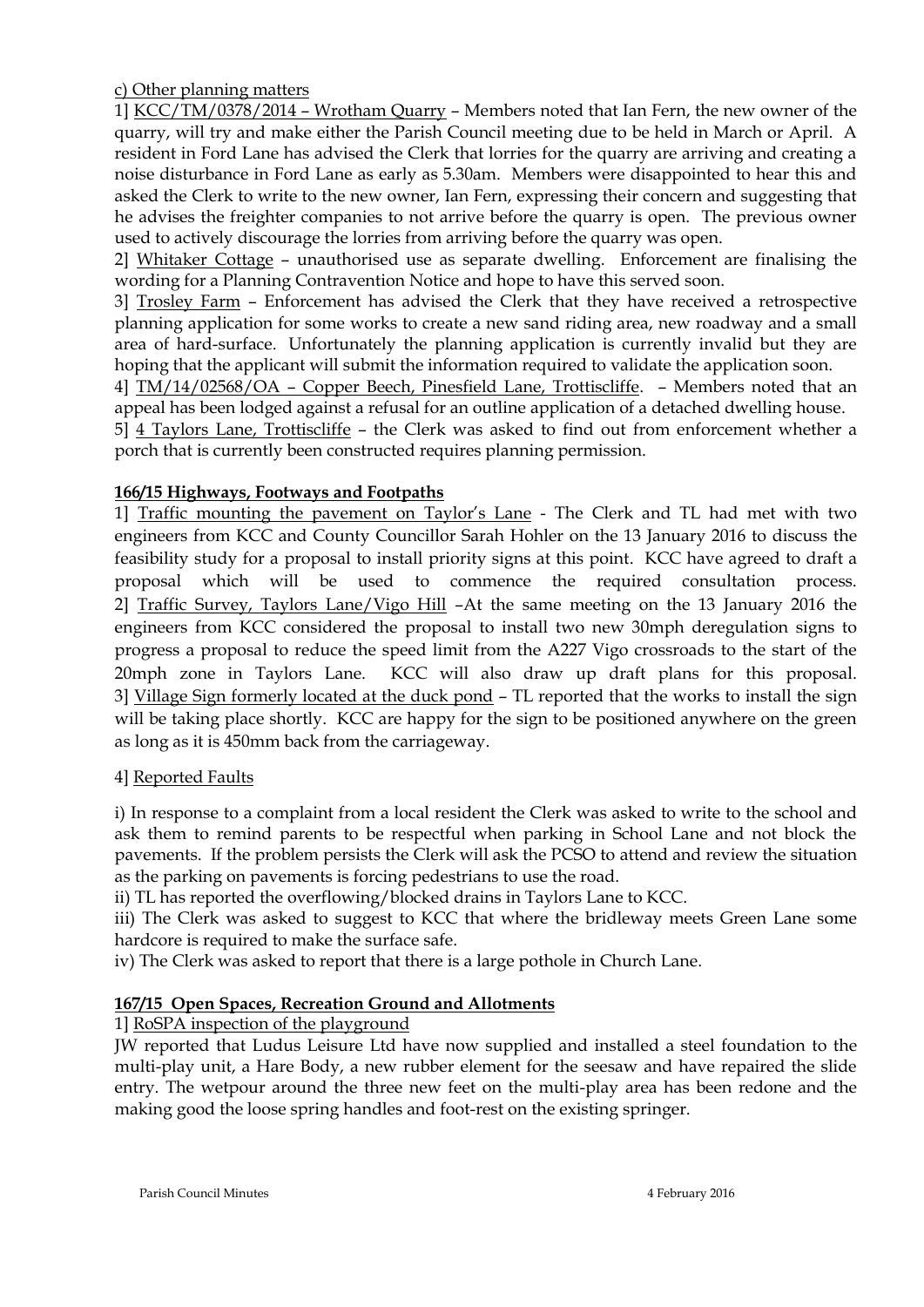c) Other planning matters

1] KCC/TM/0378/2014 – Wrotham Quarry – Members noted that Ian Fern, the new owner of the quarry, will try and make either the Parish Council meeting due to be held in March or April. A resident in Ford Lane has advised the Clerk that lorries for the quarry are arriving and creating a noise disturbance in Ford Lane as early as 5.30am. Members were disappointed to hear this and asked the Clerk to write to the new owner, Ian Fern, expressing their concern and suggesting that he advises the freighter companies to not arrive before the quarry is open. The previous owner used to actively discourage the lorries from arriving before the quarry was open.

2] Whitaker Cottage – unauthorised use as separate dwelling. Enforcement are finalising the wording for a Planning Contravention Notice and hope to have this served soon.

3] Trosley Farm – Enforcement has advised the Clerk that they have received a retrospective planning application for some works to create a new sand riding area, new roadway and a small area of hard-surface. Unfortunately the planning application is currently invalid but they are hoping that the applicant will submit the information required to validate the application soon.

4] TM/14/02568/OA – Copper Beech, Pinesfield Lane, Trottiscliffe. – Members noted that an appeal has been lodged against a refusal for an outline application of a detached dwelling house.

5] 4 Taylors Lane, Trottiscliffe – the Clerk was asked to find out from enforcement whether a porch that is currently been constructed requires planning permission.

**166/15 Highways, Footways and Footpaths**

1] Traffic mounting the pavement on Taylor's Lane - The Clerk and TL had met with two engineers from KCC and County Councillor Sarah Hohler on the 13 January 2016 to discuss the feasibility study for a proposal to install priority signs at this point. KCC have agreed to draft a proposal which will be used to commence the required consultation process.

2] Traffic Survey, Taylors Lane/Vigo Hill –At the same meeting on the 13 January 2016 the engineers from KCC considered the proposal to install two new 30mph deregulation signs to progress a proposal to reduce the speed limit from the A227 Vigo crossroads to the start of the 20mph zone in Taylors Lane. KCC will also draw up draft plans for this proposal.

3] Village Sign formerly located at the duck pond – TL reported that the works to install the sign will be taking place shortly. KCC are happy for the sign to be positioned anywhere on the green as long as it is 450mm back from the carriageway.

4] Reported Faults

i) In response to a complaint from a local resident the Clerk was asked to write to the school and ask them to remind parents to be respectful when parking in School Lane and not block the pavements. If the problem persists the Clerk will ask the PCSO to attend and review the situation as the parking on pavements is forcing pedestrians to use the road.

ii) TL has reported the overflowing/blocked drains in Taylors Lane to KCC.

iii) The Clerk was asked to suggest to KCC that where the bridleway meets Green Lane some hardcore is required to make the surface safe.

iv) The Clerk was asked to report that there is a large pothole in Church Lane.

**167/15 Open Spaces, Recreation Ground and Allotments**

1] RoSPA inspection of the playground

JW reported that Ludus Leisure Ltd have now supplied and installed a steel foundation to the multi-play unit, a Hare Body, a new rubber element for the seesaw and have repaired the slide entry. The wetpour around the three new feet on the multi-play area has been redone and the making good the loose spring handles and foot-rest on the existing springer.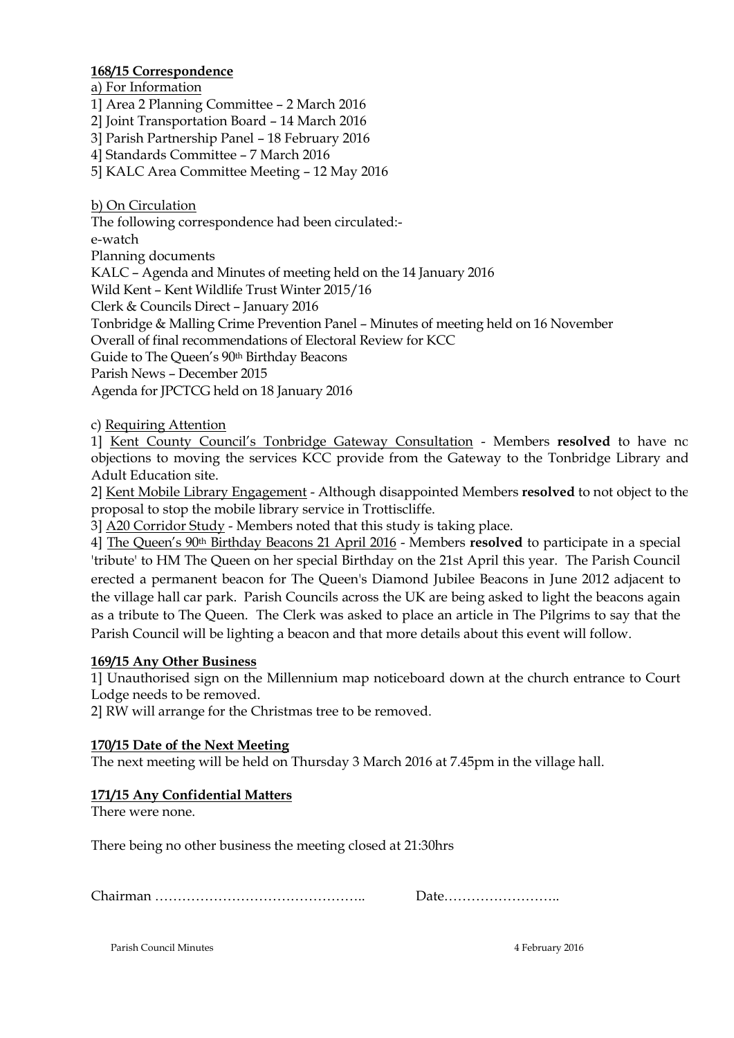**168/15 Correspondence**

a) For Information

1] Area 2 Planning Committee – 2 March 2016
2] Joint Transportation Board – 14 March 2016
3] Parish Partnership Panel – 18 February 2016
4] Standards Committee – 7 March 2016
5] KALC Area Committee Meeting – 12 May 2016

b) On Circulation

The following correspondence had been circulated:-
e-watch
Planning documents
KALC – Agenda and Minutes of meeting held on the 14 January 2016
Wild Kent – Kent Wildlife Trust Winter 2015/16
Clerk & Councils Direct – January 2016
Tonbridge & Malling Crime Prevention Panel – Minutes of meeting held on 16 November
Overall of final recommendations of Electoral Review for KCC
Guide to The Queen's 90th Birthday Beacons
Parish News – December 2015
Agenda for JPCTCG held on 18 January 2016

c) Requiring Attention

1] Kent County Council's Tonbridge Gateway Consultation - Members **resolved** to have no objections to moving the services KCC provide from the Gateway to the Tonbridge Library and Adult Education site.
2] Kent Mobile Library Engagement - Although disappointed Members **resolved** to not object to the proposal to stop the mobile library service in Trottiscliffe.
3] A20 Corridor Study - Members noted that this study is taking place.
4] The Queen's 90th Birthday Beacons 21 April 2016 - Members **resolved** to participate in a special 'tribute' to HM The Queen on her special Birthday on the 21st April this year. The Parish Council erected a permanent beacon for The Queen's Diamond Jubilee Beacons in June 2012 adjacent to the village hall car park. Parish Councils across the UK are being asked to light the beacons again as a tribute to The Queen. The Clerk was asked to place an article in The Pilgrims to say that the Parish Council will be lighting a beacon and that more details about this event will follow.

**169/15 Any Other Business**

1] Unauthorised sign on the Millennium map noticeboard down at the church entrance to Court Lodge needs to be removed.
2] RW will arrange for the Christmas tree to be removed.

**170/15 Date of the Next Meeting**

The next meeting will be held on Thursday 3 March 2016 at 7.45pm in the village hall.

**171/15 Any Confidential Matters**

There were none.

There being no other business the meeting closed at 21:30hrs

Chairman ……………………………………….. Date……………………..